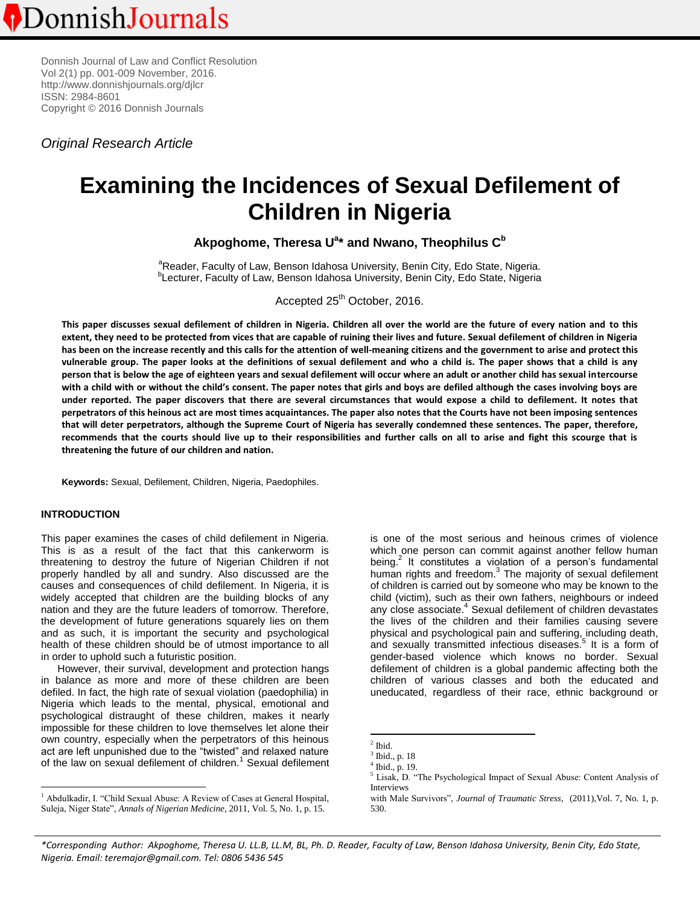Donnish Journal of Law and Conflict Resolution
Vol 2(1) pp. 001-009 November, 2016.
http://www.donnishjournals.org/djlcr
ISSN: 2984-8601
Copyright © 2016 Donnish Journals

*Original Research Article*

# Examining the Incidences of Sexual Defilement of Children in Nigeria

**Akpoghome, Theresa U[a]* and Nwano, Theophilus C[b]**

[a]Reader, Faculty of Law, Benson Idahosa University, Benin City, Edo State, Nigeria.
[b]Lecturer, Faculty of Law, Benson Idahosa University, Benin City, Edo State, Nigeria

Accepted 25th October, 2016.

**This paper discusses sexual defilement of children in Nigeria. Children all over the world are the future of every nation and to this extent, they need to be protected from vices that are capable of ruining their lives and future. Sexual defilement of children in Nigeria has been on the increase recently and this calls for the attention of well-meaning citizens and the government to arise and protect this vulnerable group. The paper looks at the definitions of sexual defilement and who a child is. The paper shows that a child is any person that is below the age of eighteen years and sexual defilement will occur where an adult or another child has sexual intercourse with a child with or without the child's consent. The paper notes that girls and boys are defiled although the cases involving boys are under reported. The paper discovers that there are several circumstances that would expose a child to defilement. It notes that perpetrators of this heinous act are most times acquaintances. The paper also notes that the Courts have not been imposing sentences that will deter perpetrators, although the Supreme Court of Nigeria has severally condemned these sentences. The paper, therefore, recommends that the courts should live up to their responsibilities and further calls on all to arise and fight this scourge that is threatening the future of our children and nation.**

**Keywords:** Sexual, Defilement, Children, Nigeria, Paedophiles.

## INTRODUCTION

This paper examines the cases of child defilement in Nigeria. This is as a result of the fact that this cankerworm is threatening to destroy the future of Nigerian Children if not properly handled by all and sundry. Also discussed are the causes and consequences of child defilement. In Nigeria, it is widely accepted that children are the building blocks of any nation and they are the future leaders of tomorrow. Therefore, the development of future generations squarely lies on them and as such, it is important the security and psychological health of these children should be of utmost importance to all in order to uphold such a futuristic position.

However, their survival, development and protection hangs in balance as more and more of these children are been defiled. In fact, the high rate of sexual violation (paedophilia) in Nigeria which leads to the mental, physical, emotional and psychological distraught of these children, makes it nearly impossible for these children to love themselves let alone their own country, especially when the perpetrators of this heinous act are left unpunished due to the "twisted" and relaxed nature of the law on sexual defilement of children.[1] Sexual defilement is one of the most serious and heinous crimes of violence which one person can commit against another fellow human being.[2] It constitutes a violation of a person's fundamental human rights and freedom.[3] The majority of sexual defilement of children is carried out by someone who may be known to the child (victim), such as their own fathers, neighbours or indeed any close associate.[4] Sexual defilement of children devastates the lives of the children and their families causing severe physical and psychological pain and suffering, including death, and sexually transmitted infectious diseases.[5] It is a form of gender-based violence which knows no border. Sexual defilement of children is a global pandemic affecting both the children of various classes and both the educated and uneducated, regardless of their race, ethnic background or

---

[1] Abdulkadir, I. "Child Sexual Abuse: A Review of Cases at General Hospital, Suleja, Niger State", *Annals of Nigerian Medicine*, 2011, Vol. 5, No. 1, p. 15.

[2] Ibid.

[3] Ibid., p. 18

[4] Ibid., p. 19.

[5] Lisak, D. "The Psychological Impact of Sexual Abuse: Content Analysis of Interviews with Male Survivors", *Journal of Traumatic Stress*, (2011),Vol. 7, No. 1, p. 530.

---

*\*Corresponding Author: Akpoghome, Theresa U. LL.B, LL.M, BL, Ph. D. Reader, Faculty of Law, Benson Idahosa University, Benin City, Edo State, Nigeria. Email: teremajor@gmail.com. Tel: 0806 5436 545*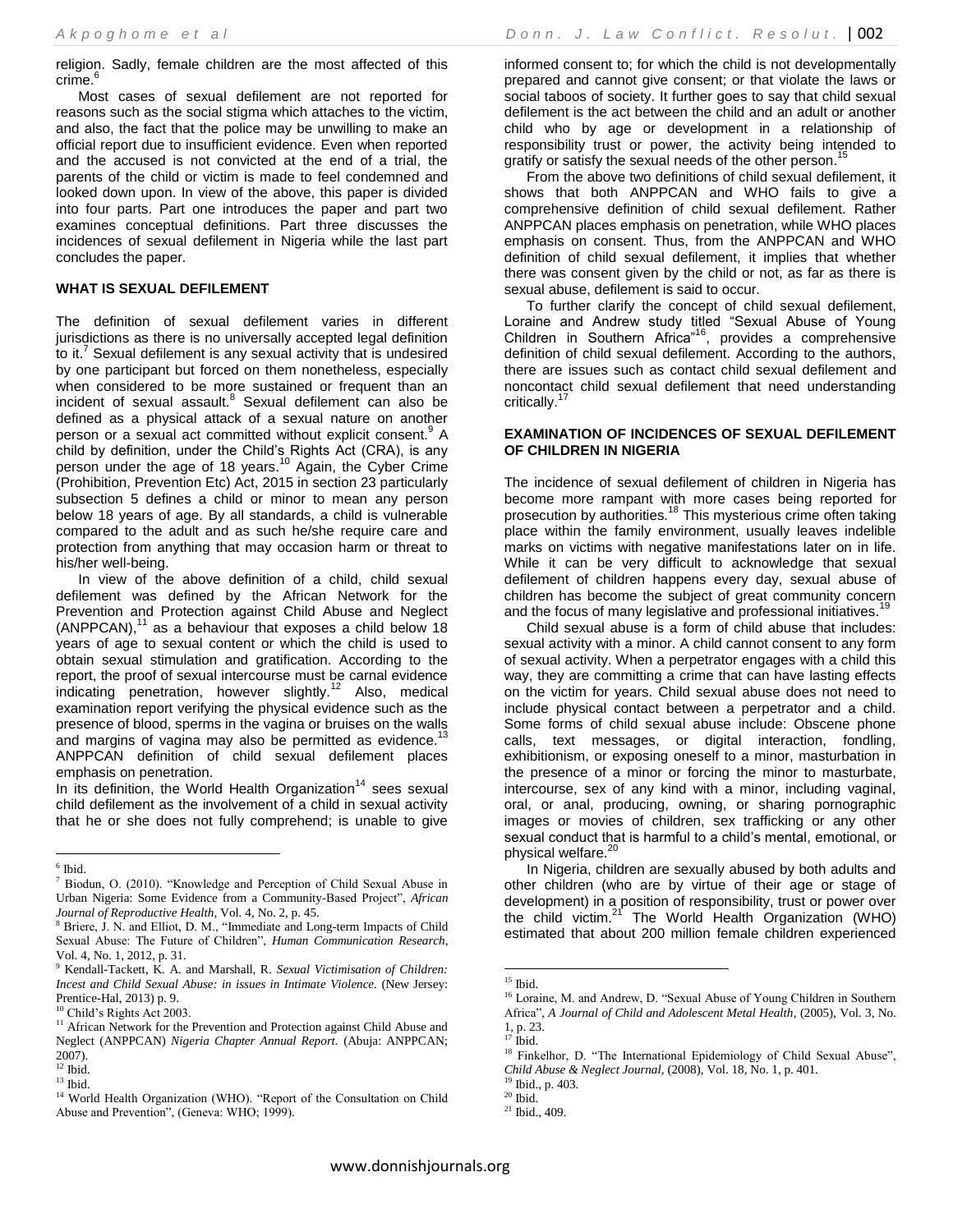religion. Sadly, female children are the most affected of this crime.[6]

Most cases of sexual defilement are not reported for reasons such as the social stigma which attaches to the victim, and also, the fact that the police may be unwilling to make an official report due to insufficient evidence. Even when reported and the accused is not convicted at the end of a trial, the parents of the child or victim is made to feel condemned and looked down upon. In view of the above, this paper is divided into four parts. Part one introduces the paper and part two examines conceptual definitions. Part three discusses the incidences of sexual defilement in Nigeria while the last part concludes the paper.

## WHAT IS SEXUAL DEFILEMENT

The definition of sexual defilement varies in different jurisdictions as there is no universally accepted legal definition to it.[7] Sexual defilement is any sexual activity that is undesired by one participant but forced on them nonetheless, especially when considered to be more sustained or frequent than an incident of sexual assault.[8] Sexual defilement can also be defined as a physical attack of a sexual nature on another person or a sexual act committed without explicit consent.[9] A child by definition, under the Child's Rights Act (CRA), is any person under the age of 18 years.[10] Again, the Cyber Crime (Prohibition, Prevention Etc) Act, 2015 in section 23 particularly subsection 5 defines a child or minor to mean any person below 18 years of age. By all standards, a child is vulnerable compared to the adult and as such he/she require care and protection from anything that may occasion harm or threat to his/her well-being.

In view of the above definition of a child, child sexual defilement was defined by the African Network for the Prevention and Protection against Child Abuse and Neglect (ANPPCAN),[11] as a behaviour that exposes a child below 18 years of age to sexual content or which the child is used to obtain sexual stimulation and gratification. According to the report, the proof of sexual intercourse must be carnal evidence indicating penetration, however slightly.[12] Also, medical examination report verifying the physical evidence such as the presence of blood, sperms in the vagina or bruises on the walls and margins of vagina may also be permitted as evidence.[13] ANPPCAN definition of child sexual defilement places emphasis on penetration.

In its definition, the World Health Organization[14] sees sexual child defilement as the involvement of a child in sexual activity that he or she does not fully comprehend; is unable to give informed consent to; for which the child is not developmentally prepared and cannot give consent; or that violate the laws or social taboos of society. It further goes to say that child sexual defilement is the act between the child and an adult or another child who by age or development in a relationship of responsibility trust or power, the activity being intended to gratify or satisfy the sexual needs of the other person.[15]

From the above two definitions of child sexual defilement, it shows that both ANPPCAN and WHO fails to give a comprehensive definition of child sexual defilement. Rather ANPPCAN places emphasis on penetration, while WHO places emphasis on consent. Thus, from the ANPPCAN and WHO definition of child sexual defilement, it implies that whether there was consent given by the child or not, as far as there is sexual abuse, defilement is said to occur.

To further clarify the concept of child sexual defilement, Loraine and Andrew study titled "Sexual Abuse of Young Children in Southern Africa"[16], provides a comprehensive definition of child sexual defilement. According to the authors, there are issues such as contact child sexual defilement and noncontact child sexual defilement that need understanding critically.[17]

## EXAMINATION OF INCIDENCES OF SEXUAL DEFILEMENT OF CHILDREN IN NIGERIA

The incidence of sexual defilement of children in Nigeria has become more rampant with more cases being reported for prosecution by authorities.[18] This mysterious crime often taking place within the family environment, usually leaves indelible marks on victims with negative manifestations later on in life. While it can be very difficult to acknowledge that sexual defilement of children happens every day, sexual abuse of children has become the subject of great community concern and the focus of many legislative and professional initiatives.[19]

Child sexual abuse is a form of child abuse that includes: sexual activity with a minor. A child cannot consent to any form of sexual activity. When a perpetrator engages with a child this way, they are committing a crime that can have lasting effects on the victim for years. Child sexual abuse does not need to include physical contact between a perpetrator and a child. Some forms of child sexual abuse include: Obscene phone calls, text messages, or digital interaction, fondling, exhibitionism, or exposing oneself to a minor, masturbation in the presence of a minor or forcing the minor to masturbate, intercourse, sex of any kind with a minor, including vaginal, oral, or anal, producing, owning, or sharing pornographic images or movies of children, sex trafficking or any other sexual conduct that is harmful to a child's mental, emotional, or physical welfare.[20]

In Nigeria, children are sexually abused by both adults and other children (who are by virtue of their age or stage of development) in a position of responsibility, trust or power over the child victim.[21] The World Health Organization (WHO) estimated that about 200 million female children experienced

---

[6] Ibid.

[7] Biodun, O. (2010). "Knowledge and Perception of Child Sexual Abuse in Urban Nigeria: Some Evidence from a Community-Based Project", *African Journal of Reproductive Health*, Vol. 4, No. 2, p. 45.

[8] Briere, J. N. and Elliot, D. M., "Immediate and Long-term Impacts of Child Sexual Abuse: The Future of Children", *Human Communication Research*, Vol. 4, No. 1, 2012, p. 31.

[9] Kendall-Tackett, K. A. and Marshall, R. *Sexual Victimisation of Children: Incest and Child Sexual Abuse: in issues in Intimate Violence*. (New Jersey: Prentice-Hal, 2013) p. 9.

[10] Child's Rights Act 2003.

[11] African Network for the Prevention and Protection against Child Abuse and Neglect (ANPPCAN) *Nigeria Chapter Annual Report*. (Abuja: ANPPCAN; 2007).

[12] Ibid.

[13] Ibid.

[14] World Health Organization (WHO). "Report of the Consultation on Child Abuse and Prevention", (Geneva: WHO; 1999).

[15] Ibid.

[16] Loraine, M. and Andrew, D. "Sexual Abuse of Young Children in Southern Africa", *A Journal of Child and Adolescent Metal Health*, (2005), Vol. 3, No. 1, p. 23.

[17] Ibid.

[18] Finkelhor, D. "The International Epidemiology of Child Sexual Abuse", *Child Abuse & Neglect Journal*, (2008), Vol. 18, No. 1, p. 401.

[19] Ibid., p. 403.

[20] Ibid.

[21] Ibid., 409.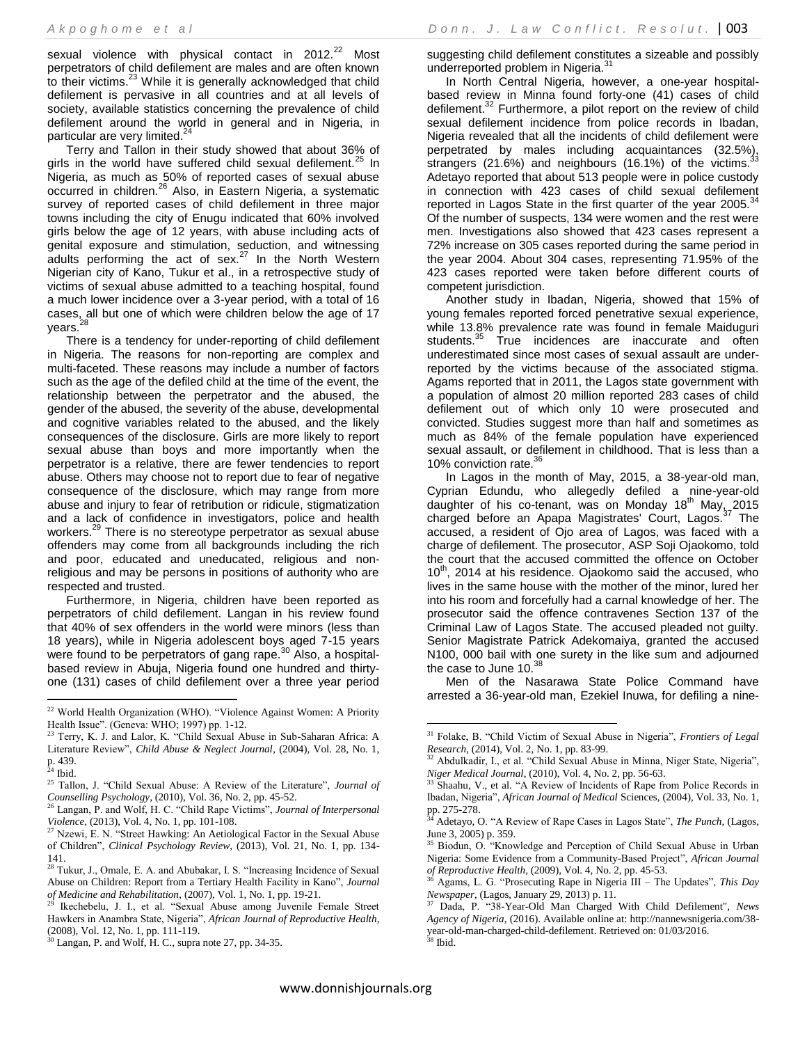sexual violence with physical contact in 2012.[22] Most perpetrators of child defilement are males and are often known to their victims.[23] While it is generally acknowledged that child defilement is pervasive in all countries and at all levels of society, available statistics concerning the prevalence of child defilement around the world in general and in Nigeria, in particular are very limited.[24]

Terry and Tallon in their study showed that about 36% of girls in the world have suffered child sexual defilement.[25] In Nigeria, as much as 50% of reported cases of sexual abuse occurred in children.[26] Also, in Eastern Nigeria, a systematic survey of reported cases of child defilement in three major towns including the city of Enugu indicated that 60% involved girls below the age of 12 years, with abuse including acts of genital exposure and stimulation, seduction, and witnessing adults performing the act of sex.[27] In the North Western Nigerian city of Kano, Tukur et al., in a retrospective study of victims of sexual abuse admitted to a teaching hospital, found a much lower incidence over a 3-year period, with a total of 16 cases, all but one of which were children below the age of 17 years.[28]

There is a tendency for under-reporting of child defilement in Nigeria. The reasons for non-reporting are complex and multi-faceted. These reasons may include a number of factors such as the age of the defiled child at the time of the event, the relationship between the perpetrator and the abused, the gender of the abused, the severity of the abuse, developmental and cognitive variables related to the abused, and the likely consequences of the disclosure. Girls are more likely to report sexual abuse than boys and more importantly when the perpetrator is a relative, there are fewer tendencies to report abuse. Others may choose not to report due to fear of negative consequence of the disclosure, which may range from more abuse and injury to fear of retribution or ridicule, stigmatization and a lack of confidence in investigators, police and health workers.[29] There is no stereotype perpetrator as sexual abuse offenders may come from all backgrounds including the rich and poor, educated and uneducated, religious and non-religious and may be persons in positions of authority who are respected and trusted.

Furthermore, in Nigeria, children have been reported as perpetrators of child defilement. Langan in his review found that 40% of sex offenders in the world were minors (less than 18 years), while in Nigeria adolescent boys aged 7-15 years were found to be perpetrators of gang rape.[30] Also, a hospital-based review in Abuja, Nigeria found one hundred and thirty-one (131) cases of child defilement over a three year period suggesting child defilement constitutes a sizeable and possibly underreported problem in Nigeria.[31]

In North Central Nigeria, however, a one-year hospital-based review in Minna found forty-one (41) cases of child defilement.[32] Furthermore, a pilot report on the review of child sexual defilement incidence from police records in Ibadan, Nigeria revealed that all the incidents of child defilement were perpetrated by males including acquaintances (32.5%), strangers (21.6%) and neighbours (16.1%) of the victims.[33] Adetayo reported that about 513 people were in police custody in connection with 423 cases of child sexual defilement reported in Lagos State in the first quarter of the year 2005.[34] Of the number of suspects, 134 were women and the rest were men. Investigations also showed that 423 cases represent a 72% increase on 305 cases reported during the same period in the year 2004. About 304 cases, representing 71.95% of the 423 cases reported were taken before different courts of competent jurisdiction.

Another study in Ibadan, Nigeria, showed that 15% of young females reported forced penetrative sexual experience, while 13.8% prevalence rate was found in female Maiduguri students.[35] True incidences are inaccurate and often underestimated since most cases of sexual assault are under-reported by the victims because of the associated stigma. Agams reported that in 2011, the Lagos state government with a population of almost 20 million reported 283 cases of child defilement out of which only 10 were prosecuted and convicted. Studies suggest more than half and sometimes as much as 84% of the female population have experienced sexual assault, or defilement in childhood. That is less than a 10% conviction rate.[36]

In Lagos in the month of May, 2015, a 38-year-old man, Cyprian Edundu, who allegedly defiled a nine-year-old daughter of his co-tenant, was on Monday 18th May, 2015 charged before an Apapa Magistrates' Court, Lagos.[37] The accused, a resident of Ojo area of Lagos, was faced with a charge of defilement. The prosecutor, ASP Soji Ojaokomo, told the court that the accused committed the offence on October 10th, 2014 at his residence. Ojaokomo said the accused, who lives in the same house with the mother of the minor, lured her into his room and forcefully had a carnal knowledge of her. The prosecutor said the offence contravenes Section 137 of the Criminal Law of Lagos State. The accused pleaded not guilty. Senior Magistrate Patrick Adekomaiya, granted the accused N100, 000 bail with one surety in the like sum and adjourned the case to June 10.[38]

Men of the Nasarawa State Police Command have arrested a 36-year-old man, Ezekiel Inuwa, for defiling a nine-

---

[22] World Health Organization (WHO). "Violence Against Women: A Priority Health Issue". (Geneva: WHO; 1997) pp. 1-12.

[23] Terry, K. J. and Lalor, K. "Child Sexual Abuse in Sub-Saharan Africa: A Literature Review", *Child Abuse & Neglect Journal*, (2004), Vol. 28, No. 1, p. 439.

[24] Ibid.

[25] Tallon, J. "Child Sexual Abuse: A Review of the Literature", *Journal of Counselling Psychology*, (2010), Vol. 36, No. 2, pp. 45-52.

[26] Langan, P. and Wolf, H. C. "Child Rape Victims", *Journal of Interpersonal Violence*, (2013), Vol. 4, No. 1, pp. 101-108.

[27] Nzewi, E. N. "Street Hawking: An Aetiological Factor in the Sexual Abuse of Children", *Clinical Psychology Review*, (2013), Vol. 21, No. 1, pp. 134-141.

[28] Tukur, J., Omale, E. A. and Abubakar, I. S. "Increasing Incidence of Sexual Abuse on Children: Report from a Tertiary Health Facility in Kano", *Journal of Medicine and Rehabilitation*, (2007), Vol. 1, No. 1, pp. 19-21.

[29] Ikechebelu, J. I., et al. "Sexual Abuse among Juvenile Female Street Hawkers in Anambra State, Nigeria", *African Journal of Reproductive Health*, (2008), Vol. 12, No. 1, pp. 111-119.

[30] Langan, P. and Wolf, H. C., supra note 27, pp. 34-35.

[31] Folake, B. "Child Victim of Sexual Abuse in Nigeria", *Frontiers of Legal Research*, (2014), Vol. 2, No. 1, pp. 83-99.

[32] Abdulkadir, I., et al. "Child Sexual Abuse in Minna, Niger State, Nigeria", *Niger Medical Journal*, (2010), Vol. 4, No. 2, pp. 56-63.

[33] Shaahu, V., et al. "A Review of Incidents of Rape from Police Records in Ibadan, Nigeria", *African Journal of Medical* Sciences, (2004), Vol. 33, No. 1, pp. 275-278.

[34] Adetayo, O. "A Review of Rape Cases in Lagos State", *The Punch*, (Lagos, June 3, 2005) p. 359.

[35] Biodun, O. "Knowledge and Perception of Child Sexual Abuse in Urban Nigeria: Some Evidence from a Community-Based Project", *African Journal of Reproductive Health*, (2009), Vol. 4, No. 2, pp. 45-53.

[36] Agams, L. G. "Prosecuting Rape in Nigeria III – The Updates", *This Day Newspaper*, (Lagos, January 29, 2013) p. 11.

[37] Dada, P. "38-Year-Old Man Charged With Child Defilement", *News Agency of Nigeria*, (2016). Available online at: http://nannewsnigeria.com/38-year-old-man-charged-child-defilement. Retrieved on: 01/03/2016.

[38] Ibid.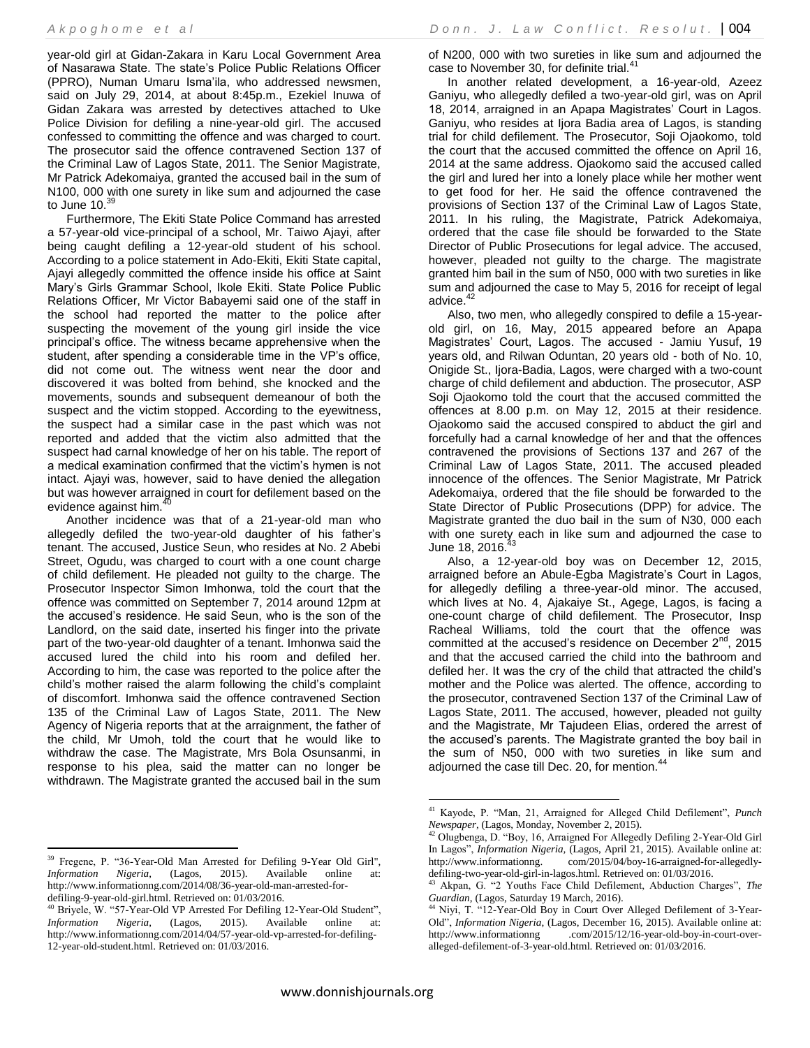year-old girl at Gidan-Zakara in Karu Local Government Area of Nasarawa State. The state's Police Public Relations Officer (PPRO), Numan Umaru Isma'ila, who addressed newsmen, said on July 29, 2014, at about 8:45p.m., Ezekiel Inuwa of Gidan Zakara was arrested by detectives attached to Uke Police Division for defiling a nine-year-old girl. The accused confessed to committing the offence and was charged to court. The prosecutor said the offence contravened Section 137 of the Criminal Law of Lagos State, 2011. The Senior Magistrate, Mr Patrick Adekomaiya, granted the accused bail in the sum of N100, 000 with one surety in like sum and adjourned the case to June 10.[39]

Furthermore, The Ekiti State Police Command has arrested a 57-year-old vice-principal of a school, Mr. Taiwo Ajayi, after being caught defiling a 12-year-old student of his school. According to a police statement in Ado-Ekiti, Ekiti State capital, Ajayi allegedly committed the offence inside his office at Saint Mary's Girls Grammar School, Ikole Ekiti. State Police Public Relations Officer, Mr Victor Babayemi said one of the staff in the school had reported the matter to the police after suspecting the movement of the young girl inside the vice principal's office. The witness became apprehensive when the student, after spending a considerable time in the VP's office, did not come out. The witness went near the door and discovered it was bolted from behind, she knocked and the movements, sounds and subsequent demeanour of both the suspect and the victim stopped. According to the eyewitness, the suspect had a similar case in the past which was not reported and added that the victim also admitted that the suspect had carnal knowledge of her on his table. The report of a medical examination confirmed that the victim's hymen is not intact. Ajayi was, however, said to have denied the allegation but was however arraigned in court for defilement based on the evidence against him.[40]

Another incidence was that of a 21-year-old man who allegedly defiled the two-year-old daughter of his father's tenant. The accused, Justice Seun, who resides at No. 2 Abebi Street, Ogudu, was charged to court with a one count charge of child defilement. He pleaded not guilty to the charge. The Prosecutor Inspector Simon Imhonwa, told the court that the offence was committed on September 7, 2014 around 12pm at the accused's residence. He said Seun, who is the son of the Landlord, on the said date, inserted his finger into the private part of the two-year-old daughter of a tenant. Imhonwa said the accused lured the child into his room and defiled her. According to him, the case was reported to the police after the child's mother raised the alarm following the child's complaint of discomfort. Imhonwa said the offence contravened Section 135 of the Criminal Law of Lagos State, 2011. The New Agency of Nigeria reports that at the arraignment, the father of the child, Mr Umoh, told the court that he would like to withdraw the case. The Magistrate, Mrs Bola Osunsanmi, in response to his plea, said the matter can no longer be withdrawn. The Magistrate granted the accused bail in the sum of N200, 000 with two sureties in like sum and adjourned the case to November 30, for definite trial.[41]

In another related development, a 16-year-old, Azeez Ganiyu, who allegedly defiled a two-year-old girl, was on April 18, 2014, arraigned in an Apapa Magistrates' Court in Lagos. Ganiyu, who resides at Ijora Badia area of Lagos, is standing trial for child defilement. The Prosecutor, Soji Ojaokomo, told the court that the accused committed the offence on April 16, 2014 at the same address. Ojaokomo said the accused called the girl and lured her into a lonely place while her mother went to get food for her. He said the offence contravened the provisions of Section 137 of the Criminal Law of Lagos State, 2011. In his ruling, the Magistrate, Patrick Adekomaiya, ordered that the case file should be forwarded to the State Director of Public Prosecutions for legal advice. The accused, however, pleaded not guilty to the charge. The magistrate granted him bail in the sum of N50, 000 with two sureties in like sum and adjourned the case to May 5, 2016 for receipt of legal advice.[42]

Also, two men, who allegedly conspired to defile a 15-year-old girl, on 16, May, 2015 appeared before an Apapa Magistrates' Court, Lagos. The accused - Jamiu Yusuf, 19 years old, and Rilwan Oduntan, 20 years old - both of No. 10, Onigide St., Ijora-Badia, Lagos, were charged with a two-count charge of child defilement and abduction. The prosecutor, ASP Soji Ojaokomo told the court that the accused committed the offences at 8.00 p.m. on May 12, 2015 at their residence. Ojaokomo said the accused conspired to abduct the girl and forcefully had a carnal knowledge of her and that the offences contravened the provisions of Sections 137 and 267 of the Criminal Law of Lagos State, 2011. The accused pleaded innocence of the offences. The Senior Magistrate, Mr Patrick Adekomaiya, ordered that the file should be forwarded to the State Director of Public Prosecutions (DPP) for advice. The Magistrate granted the duo bail in the sum of N30, 000 each with one surety each in like sum and adjourned the case to June 18, 2016.[43]

Also, a 12-year-old boy was on December 12, 2015, arraigned before an Abule-Egba Magistrate's Court in Lagos, for allegedly defiling a three-year-old minor. The accused, which lives at No. 4, Ajakaiye St., Agege, Lagos, is facing a one-count charge of child defilement. The Prosecutor, Insp Racheal Williams, told the court that the offence was committed at the accused's residence on December 2nd, 2015 and that the accused carried the child into the bathroom and defiled her. It was the cry of the child that attracted the child's mother and the Police was alerted. The offence, according to the prosecutor, contravened Section 137 of the Criminal Law of Lagos State, 2011. The accused, however, pleaded not guilty and the Magistrate, Mr Tajudeen Elias, ordered the arrest of the accused's parents. The Magistrate granted the boy bail in the sum of N50, 000 with two sureties in like sum and adjourned the case till Dec. 20, for mention.[44]

---

[39] Fregene, P. "36-Year-Old Man Arrested for Defiling 9-Year Old Girl", *Information Nigeria*, (Lagos, 2015). Available online at: http://www.informationng.com/2014/08/36-year-old-man-arrested-for-defiling-9-year-old-girl.html. Retrieved on: 01/03/2016.

[40] Briyele, W. "57-Year-Old VP Arrested For Defiling 12-Year-Old Student", *Information Nigeria*, (Lagos, 2015). Available online at: http://www.informationng.com/2014/04/57-year-old-vp-arrested-for-defiling-12-year-old-student.html. Retrieved on: 01/03/2016.

[41] Kayode, P. "Man, 21, Arraigned for Alleged Child Defilement", *Punch Newspaper*, (Lagos, Monday, November 2, 2015).

[42] Olugbenga, D. "Boy, 16, Arraigned For Allegedly Defiling 2-Year-Old Girl In Lagos", *Information Nigeria*, (Lagos, April 21, 2015). Available online at: http://www.informationng. com/2015/04/boy-16-arraigned-for-allegedly-defiling-two-year-old-girl-in-lagos.html. Retrieved on: 01/03/2016.

[43] Akpan, G. "2 Youths Face Child Defilement, Abduction Charges", *The Guardian*, (Lagos, Saturday 19 March, 2016).

[44] Niyi, T. "12-Year-Old Boy in Court Over Alleged Defilement of 3-Year-Old", *Information Nigeria*, (Lagos, December 16, 2015). Available online at: http://www.informationng .com/2015/12/16-year-old-boy-in-court-over-alleged-defilement-of-3-year-old.html. Retrieved on: 01/03/2016.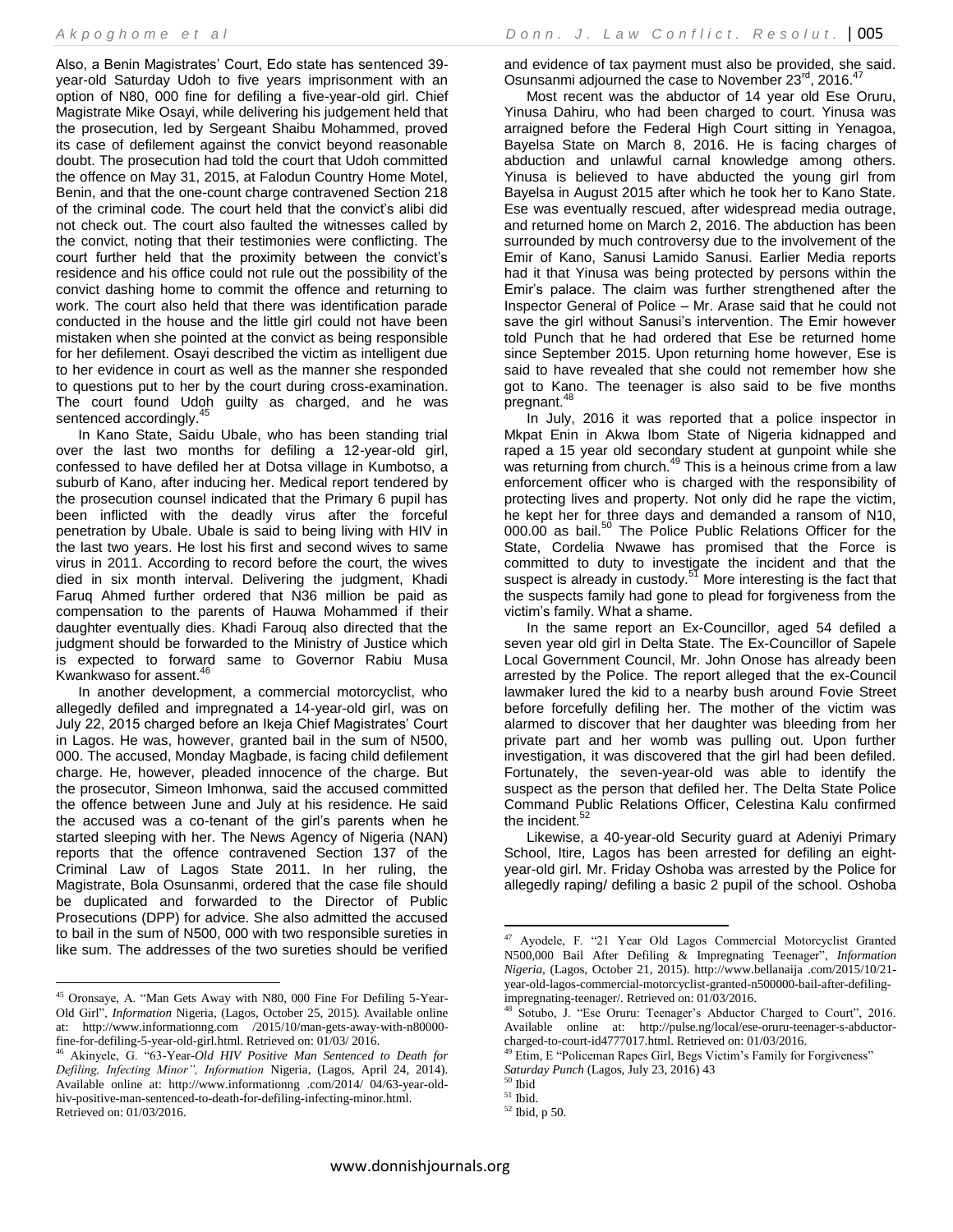Also, a Benin Magistrates' Court, Edo state has sentenced 39-year-old Saturday Udoh to five years imprisonment with an option of N80, 000 fine for defiling a five-year-old girl. Chief Magistrate Mike Osayi, while delivering his judgement held that the prosecution, led by Sergeant Shaibu Mohammed, proved its case of defilement against the convict beyond reasonable doubt. The prosecution had told the court that Udoh committed the offence on May 31, 2015, at Falodun Country Home Motel, Benin, and that the one-count charge contravened Section 218 of the criminal code. The court held that the convict's alibi did not check out. The court also faulted the witnesses called by the convict, noting that their testimonies were conflicting. The court further held that the proximity between the convict's residence and his office could not rule out the possibility of the convict dashing home to commit the offence and returning to work. The court also held that there was identification parade conducted in the house and the little girl could not have been mistaken when she pointed at the convict as being responsible for her defilement. Osayi described the victim as intelligent due to her evidence in court as well as the manner she responded to questions put to her by the court during cross-examination. The court found Udoh guilty as charged, and he was sentenced accordingly.[45]

In Kano State, Saidu Ubale, who has been standing trial over the last two months for defiling a 12-year-old girl, confessed to have defiled her at Dotsa village in Kumbotso, a suburb of Kano, after inducing her. Medical report tendered by the prosecution counsel indicated that the Primary 6 pupil has been inflicted with the deadly virus after the forceful penetration by Ubale. Ubale is said to being living with HIV in the last two years. He lost his first and second wives to same virus in 2011. According to record before the court, the wives died in six month interval. Delivering the judgment, Khadi Faruq Ahmed further ordered that N36 million be paid as compensation to the parents of Hauwa Mohammed if their daughter eventually dies. Khadi Farouq also directed that the judgment should be forwarded to the Ministry of Justice which is expected to forward same to Governor Rabiu Musa Kwankwaso for assent.[46]

In another development, a commercial motorcyclist, who allegedly defiled and impregnated a 14-year-old girl, was on July 22, 2015 charged before an Ikeja Chief Magistrates' Court in Lagos. He was, however, granted bail in the sum of N500, 000. The accused, Monday Magbade, is facing child defilement charge. He, however, pleaded innocence of the charge. But the prosecutor, Simeon Imhonwa, said the accused committed the offence between June and July at his residence. He said the accused was a co-tenant of the girl's parents when he started sleeping with her. The News Agency of Nigeria (NAN) reports that the offence contravened Section 137 of the Criminal Law of Lagos State 2011. In her ruling, the Magistrate, Bola Osunsanmi, ordered that the case file should be duplicated and forwarded to the Director of Public Prosecutions (DPP) for advice. She also admitted the accused to bail in the sum of N500, 000 with two responsible sureties in like sum. The addresses of the two sureties should be verified and evidence of tax payment must also be provided, she said. Osunsanmi adjourned the case to November 23rd, 2016.[47]

Most recent was the abductor of 14 year old Ese Oruru, Yinusa Dahiru, who had been charged to court. Yinusa was arraigned before the Federal High Court sitting in Yenagoa, Bayelsa State on March 8, 2016. He is facing charges of abduction and unlawful carnal knowledge among others. Yinusa is believed to have abducted the young girl from Bayelsa in August 2015 after which he took her to Kano State. Ese was eventually rescued, after widespread media outrage, and returned home on March 2, 2016. The abduction has been surrounded by much controversy due to the involvement of the Emir of Kano, Sanusi Lamido Sanusi. Earlier Media reports had it that Yinusa was being protected by persons within the Emir's palace. The claim was further strengthened after the Inspector General of Police – Mr. Arase said that he could not save the girl without Sanusi's intervention. The Emir however told Punch that he had ordered that Ese be returned home since September 2015. Upon returning home however, Ese is said to have revealed that she could not remember how she got to Kano. The teenager is also said to be five months pregnant.[48]

In July, 2016 it was reported that a police inspector in Mkpat Enin in Akwa Ibom State of Nigeria kidnapped and raped a 15 year old secondary student at gunpoint while she was returning from church.[49] This is a heinous crime from a law enforcement officer who is charged with the responsibility of protecting lives and property. Not only did he rape the victim, he kept her for three days and demanded a ransom of N10, 000.00 as bail.[50] The Police Public Relations Officer for the State, Cordelia Nwawe has promised that the Force is committed to duty to investigate the incident and that the suspect is already in custody.[51] More interesting is the fact that the suspects family had gone to plead for forgiveness from the victim's family. What a shame.

In the same report an Ex-Councillor, aged 54 defiled a seven year old girl in Delta State. The Ex-Councillor of Sapele Local Government Council, Mr. John Onose has already been arrested by the Police. The report alleged that the ex-Council lawmaker lured the kid to a nearby bush around Fovie Street before forcefully defiling her. The mother of the victim was alarmed to discover that her daughter was bleeding from her private part and her womb was pulling out. Upon further investigation, it was discovered that the girl had been defiled. Fortunately, the seven-year-old was able to identify the suspect as the person that defiled her. The Delta State Police Command Public Relations Officer, Celestina Kalu confirmed the incident.[52]

Likewise, a 40-year-old Security guard at Adeniyi Primary School, Itire, Lagos has been arrested for defiling an eight-year-old girl. Mr. Friday Oshoba was arrested by the Police for allegedly raping/ defiling a basic 2 pupil of the school. Oshoba

---

[45] Oronsaye, A. "Man Gets Away with N80, 000 Fine For Defiling 5-Year-Old Girl", *Information* Nigeria, (Lagos, October 25, 2015). Available online at: http://www.informationng.com /2015/10/man-gets-away-with-n80000-fine-for-defiling-5-year-old-girl.html. Retrieved on: 01/03/ 2016.

[46] Akinyele, G. "63-Year-*Old HIV Positive Man Sentenced to Death for Defiling, Infecting Minor", Information* Nigeria, (Lagos, April 24, 2014). Available online at: http://www.informationng .com/2014/ 04/63-year-old-hiv-positive-man-sentenced-to-death-for-defiling-infecting-minor.html. Retrieved on: 01/03/2016.

[47] Ayodele, F. "21 Year Old Lagos Commercial Motorcyclist Granted N500,000 Bail After Defiling & Impregnating Teenager", *Information Nigeria*, (Lagos, October 21, 2015). http://www.bellanaija .com/2015/10/21-year-old-lagos-commercial-motorcyclist-granted-n500000-bail-after-defiling-impregnating-teenager/. Retrieved on: 01/03/2016.

[48] Sotubo, J. "Ese Oruru: Teenager's Abductor Charged to Court", 2016. Available online at: http://pulse.ng/local/ese-oruru-teenager-s-abductor-charged-to-court-id4777017.html. Retrieved on: 01/03/2016.

[49] Etim, E "Policeman Rapes Girl, Begs Victim's Family for Forgiveness" *Saturday Punch* (Lagos, July 23, 2016) 43

[50] Ibid

[51] Ibid.

[52] Ibid, p 50.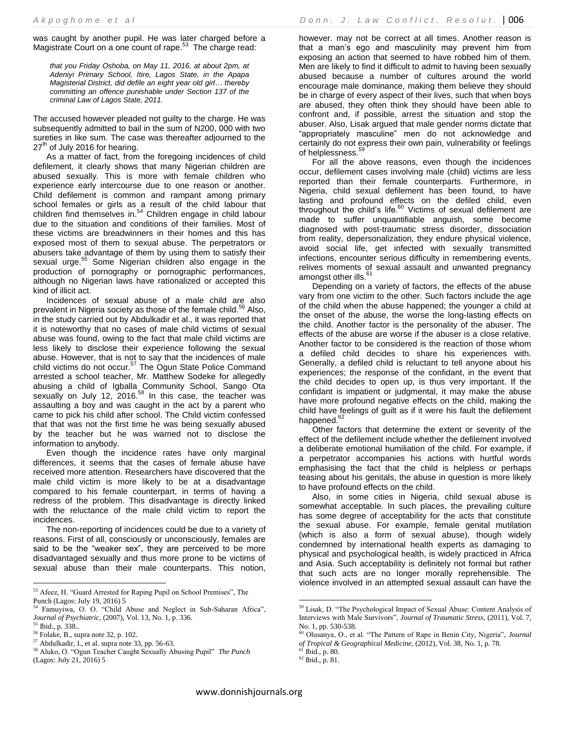was caught by another pupil. He was later charged before a Magistrate Court on a one count of rape.[53] The charge read:

> *that you Friday Oshoba, on May 11, 2016, at about 2pm, at Adeniyi Primary School, Itire, Lagos State, in the Apapa Magisterial District, did defile an eight year old girl… thereby committing an offence punishable under Section 137 of the criminal Law of Lagos State, 2011.*

The accused however pleaded not guilty to the charge. He was subsequently admitted to bail in the sum of N200, 000 with two sureties in like sum. The case was thereafter adjourned to the 27th of July 2016 for hearing.

As a matter of fact, from the foregoing incidences of child defilement, it clearly shows that many Nigerian children are abused sexually. This is more with female children who experience early intercourse due to one reason or another. Child defilement is common and rampant among primary school females or girls as a result of the child labour that children find themselves in.[54] Children engage in child labour due to the situation and conditions of their families. Most of these victims are breadwinners in their homes and this has exposed most of them to sexual abuse. The perpetrators or abusers take advantage of them by using them to satisfy their sexual urge.[55] Some Nigerian children also engage in the production of pornography or pornographic performances, although no Nigerian laws have rationalized or accepted this kind of illicit act.

Incidences of sexual abuse of a male child are also prevalent in Nigeria society as those of the female child.[56] Also, in the study carried out by Abdulkadir et al., it was reported that it is noteworthy that no cases of male child victims of sexual abuse was found, owing to the fact that male child victims are less likely to disclose their experience following the sexual abuse. However, that is not to say that the incidences of male child victims do not occur.[57] The Ogun State Police Command arrested a school teacher, Mr. Matthew Sodeke for allegedly abusing a child of Igballa Community School, Sango Ota sexually on July 12, 2016.[58] In this case, the teacher was assaulting a boy and was caught in the act by a parent who came to pick his child after school. The Child victim confessed that that was not the first time he was being sexually abused by the teacher but he was warned not to disclose the information to anybody.

Even though the incidence rates have only marginal differences, it seems that the cases of female abuse have received more attention. Researchers have discovered that the male child victim is more likely to be at a disadvantage compared to his female counterpart, in terms of having a redress of the problem. This disadvantage is directly linked with the reluctance of the male child victim to report the incidences.

The non-reporting of incidences could be due to a variety of reasons. First of all, consciously or unconsciously, females are said to be the "weaker sex", they are perceived to be more disadvantaged sexually and thus more prone to be victims of sexual abuse than their male counterparts. This notion, however. may not be correct at all times. Another reason is that a man's ego and masculinity may prevent him from exposing an action that seemed to have robbed him of them. Men are likely to find it difficult to admit to having been sexually abused because a number of cultures around the world encourage male dominance, making them believe they should be in charge of every aspect of their lives, such that when boys are abused, they often think they should have been able to confront and, if possible, arrest the situation and stop the abuser. Also, Lisak argued that male gender norms dictate that "appropriately masculine" men do not acknowledge and certainly do not express their own pain, vulnerability or feelings of helplessness.[59]

For all the above reasons, even though the incidences occur, defilement cases involving male (child) victims are less reported than their female counterparts. Furthermore, in Nigeria, child sexual defilement has been found, to have lasting and profound effects on the defiled child, even throughout the child's life.[60] Victims of sexual defilement are made to suffer unquantifiable anguish, some become diagnosed with post-traumatic stress disorder, dissociation from reality, depersonalization, they endure physical violence, avoid social life, get infected with sexually transmitted infections, encounter serious difficulty in remembering events, relives moments of sexual assault and unwanted pregnancy amongst other ills.[61]

Depending on a variety of factors, the effects of the abuse vary from one victim to the other. Such factors include the age of the child when the abuse happened; the younger a child at the onset of the abuse, the worse the long-lasting effects on the child. Another factor is the personality of the abuser. The effects of the abuse are worse if the abuser is a close relative. Another factor to be considered is the reaction of those whom a defiled child decides to share his experiences with. Generally, a defiled child is reluctant to tell anyone about his experiences; the response of the confidant, in the event that the child decides to open up, is thus very important. If the confidant is impatient or judgmental, it may make the abuse have more profound negative effects on the child, making the child have feelings of guilt as if it were his fault the defilement happened.[62]

Other factors that determine the extent or severity of the effect of the defilement include whether the defilement involved a deliberate emotional humiliation of the child. For example, if a perpetrator accompanies his actions with hurtful words emphasising the fact that the child is helpless or perhaps teasing about his genitals, the abuse in question is more likely to have profound effects on the child.

Also, in some cities in Nigeria, child sexual abuse is somewhat acceptable. In such places, the prevailing culture has some degree of acceptability for the acts that constitute the sexual abuse. For example, female genital mutilation (which is also a form of sexual abuse), though widely condemned by international health experts as damaging to physical and psychological health, is widely practiced in Africa and Asia. Such acceptability is definitely not formal but rather that such acts are no longer morally reprehensible. The violence involved in an attempted sexual assault can have the

---

[53] Afeez, H. "Guard Arrested for Raping Pupil on School Premises", The Punch (Lagos: July 19, 2016) 5

[54] Famuyiwa, O. O. "Child Abuse and Neglect in Sub-Saharan Africa", *Journal of Psychiatric*, (2007), Vol. 13, No. 1, p. 336.

[55] Ibid., p. 338..

[56] Folake, B., supra note 32, p. 102.

[57] Abdulkadir, I., et al. supra note 33, pp. 56-63.

[58] Aluko, O. "Ogun Teacher Caught Sexually Abusing Pupil" *The Punch* (Lagos: July 21, 2016) 5

[59] Lisak, D. "The Psychological Impact of Sexual Abuse: Content Analysis of Interviews with Male Survivors", *Journal of Traumatic Stress*, (2011), Vol. 7, No. 1, pp. 530-538.

[60] Olusanya, O., et al. "The Pattern of Rape in Benin City, Nigeria", *Journal of Tropical & Geographical Medicine*, (2012), Vol. 38, No. 1, p. 78.

[61] Ibid., p. 80.

[62] Ibid., p. 81.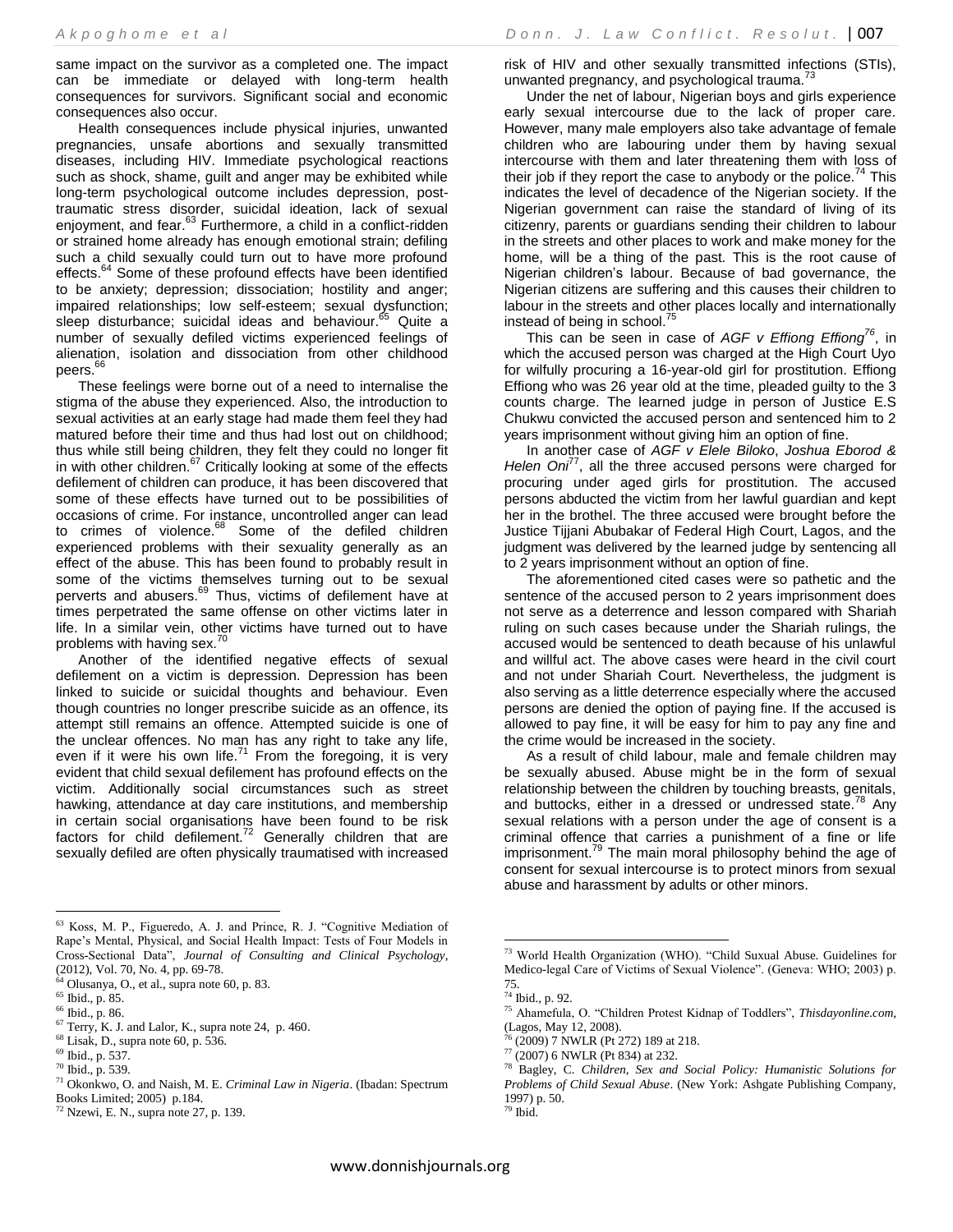same impact on the survivor as a completed one. The impact can be immediate or delayed with long-term health consequences for survivors. Significant social and economic consequences also occur.

Health consequences include physical injuries, unwanted pregnancies, unsafe abortions and sexually transmitted diseases, including HIV. Immediate psychological reactions such as shock, shame, guilt and anger may be exhibited while long-term psychological outcome includes depression, post-traumatic stress disorder, suicidal ideation, lack of sexual enjoyment, and fear.[63] Furthermore, a child in a conflict-ridden or strained home already has enough emotional strain; defiling such a child sexually could turn out to have more profound effects.[64] Some of these profound effects have been identified to be anxiety; depression; dissociation; hostility and anger; impaired relationships; low self-esteem; sexual dysfunction; sleep disturbance; suicidal ideas and behaviour.[65] Quite a number of sexually defiled victims experienced feelings of alienation, isolation and dissociation from other childhood peers.[66]

These feelings were borne out of a need to internalise the stigma of the abuse they experienced. Also, the introduction to sexual activities at an early stage had made them feel they had matured before their time and thus had lost out on childhood; thus while still being children, they felt they could no longer fit in with other children.[67] Critically looking at some of the effects defilement of children can produce, it has been discovered that some of these effects have turned out to be possibilities of occasions of crime. For instance, uncontrolled anger can lead to crimes of violence.[68] Some of the defiled children experienced problems with their sexuality generally as an effect of the abuse. This has been found to probably result in some of the victims themselves turning out to be sexual perverts and abusers.[69] Thus, victims of defilement have at times perpetrated the same offense on other victims later in life. In a similar vein, other victims have turned out to have problems with having sex.[70]

Another of the identified negative effects of sexual defilement on a victim is depression. Depression has been linked to suicide or suicidal thoughts and behaviour. Even though countries no longer prescribe suicide as an offence, its attempt still remains an offence. Attempted suicide is one of the unclear offences. No man has any right to take any life, even if it were his own life.[71] From the foregoing, it is very evident that child sexual defilement has profound effects on the victim. Additionally social circumstances such as street hawking, attendance at day care institutions, and membership in certain social organisations have been found to be risk factors for child defilement.[72] Generally children that are sexually defiled are often physically traumatised with increased risk of HIV and other sexually transmitted infections (STIs), unwanted pregnancy, and psychological trauma.[73]

Under the net of labour, Nigerian boys and girls experience early sexual intercourse due to the lack of proper care. However, many male employers also take advantage of female children who are labouring under them by having sexual intercourse with them and later threatening them with loss of their job if they report the case to anybody or the police.[74] This indicates the level of decadence of the Nigerian society. If the Nigerian government can raise the standard of living of its citizenry, parents or guardians sending their children to labour in the streets and other places to work and make money for the home, will be a thing of the past. This is the root cause of Nigerian children's labour. Because of bad governance, the Nigerian citizens are suffering and this causes their children to labour in the streets and other places locally and internationally instead of being in school.[75]

This can be seen in case of *AGF v Effiong Effiong*[76], in which the accused person was charged at the High Court Uyo for wilfully procuring a 16-year-old girl for prostitution. Effiong Effiong who was 26 year old at the time, pleaded guilty to the 3 counts charge. The learned judge in person of Justice E.S Chukwu convicted the accused person and sentenced him to 2 years imprisonment without giving him an option of fine.

In another case of *AGF v Elele Biloko*, *Joshua Eborod & Helen Oni*[77], all the three accused persons were charged for procuring under aged girls for prostitution. The accused persons abducted the victim from her lawful guardian and kept her in the brothel. The three accused were brought before the Justice Tijjani Abubakar of Federal High Court, Lagos, and the judgment was delivered by the learned judge by sentencing all to 2 years imprisonment without an option of fine.

The aforementioned cited cases were so pathetic and the sentence of the accused person to 2 years imprisonment does not serve as a deterrence and lesson compared with Shariah ruling on such cases because under the Shariah rulings, the accused would be sentenced to death because of his unlawful and willful act. The above cases were heard in the civil court and not under Shariah Court. Nevertheless, the judgment is also serving as a little deterrence especially where the accused persons are denied the option of paying fine. If the accused is allowed to pay fine, it will be easy for him to pay any fine and the crime would be increased in the society.

As a result of child labour, male and female children may be sexually abused. Abuse might be in the form of sexual relationship between the children by touching breasts, genitals, and buttocks, either in a dressed or undressed state.[78] Any sexual relations with a person under the age of consent is a criminal offence that carries a punishment of a fine or life imprisonment.[79] The main moral philosophy behind the age of consent for sexual intercourse is to protect minors from sexual abuse and harassment by adults or other minors.

---

[63] Koss, M. P., Figueredo, A. J. and Prince, R. J. "Cognitive Mediation of Rape's Mental, Physical, and Social Health Impact: Tests of Four Models in Cross-Sectional Data", *Journal of Consulting and Clinical Psychology*, (2012), Vol. 70, No. 4, pp. 69-78.
[64] Olusanya, O., et al., supra note 60, p. 83.
[65] Ibid., p. 85.
[66] Ibid., p. 86.
[67] Terry, K. J. and Lalor, K., supra note 24, p. 460.
[68] Lisak, D., supra note 60, p. 536.
[69] Ibid., p. 537.
[70] Ibid., p. 539.
[71] Okonkwo, O. and Naish, M. E. *Criminal Law in Nigeria*. (Ibadan: Spectrum Books Limited; 2005) p.184.
[72] Nzewi, E. N., supra note 27, p. 139.
[73] World Health Organization (WHO). "Child Suxual Abuse. Guidelines for Medico-legal Care of Victims of Sexual Violence". (Geneva: WHO; 2003) p. 75.
[74] Ibid., p. 92.
[75] Ahamefula, O. "Children Protest Kidnap of Toddlers", *Thisdayonline.com*, (Lagos, May 12, 2008).
[76] (2009) 7 NWLR (Pt 272) 189 at 218.
[77] (2007) 6 NWLR (Pt 834) at 232.
[78] Bagley, C. *Children, Sex and Social Policy: Humanistic Solutions for Problems of Child Sexual Abuse*. (New York: Ashgate Publishing Company, 1997) p. 50.
[79] Ibid.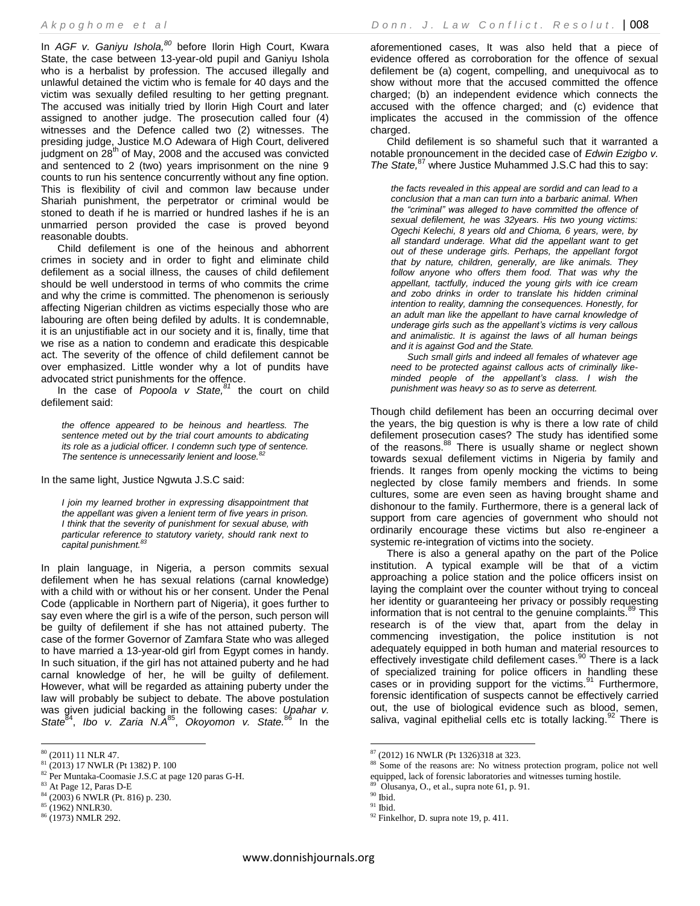In *AGF v. Ganiyu Ishola,*[80] before Ilorin High Court, Kwara State, the case between 13-year-old pupil and Ganiyu Ishola who is a herbalist by profession. The accused illegally and unlawful detained the victim who is female for 40 days and the victim was sexually defiled resulting to her getting pregnant. The accused was initially tried by Ilorin High Court and later assigned to another judge. The prosecution called four (4) witnesses and the Defence called two (2) witnesses. The presiding judge, Justice M.O Adewara of High Court, delivered judgment on 28th of May, 2008 and the accused was convicted and sentenced to 2 (two) years imprisonment on the nine 9 counts to run his sentence concurrently without any fine option. This is flexibility of civil and common law because under Shariah punishment, the perpetrator or criminal would be stoned to death if he is married or hundred lashes if he is an unmarried person provided the case is proved beyond reasonable doubts.

Child defilement is one of the heinous and abhorrent crimes in society and in order to fight and eliminate child defilement as a social illness, the causes of child defilement should be well understood in terms of who commits the crime and why the crime is committed. The phenomenon is seriously affecting Nigerian children as victims especially those who are labouring are often being defiled by adults. It is condemnable, it is an unjustifiable act in our society and it is, finally, time that we rise as a nation to condemn and eradicate this despicable act. The severity of the offence of child defilement cannot be over emphasized. Little wonder why a lot of pundits have advocated strict punishments for the offence.

In the case of *Popoola v State,*[81] the court on child defilement said:

> *the offence appeared to be heinous and heartless. The sentence meted out by the trial court amounts to abdicating its role as a judicial officer. I condemn such type of sentence. The sentence is unnecessarily lenient and loose.*[82]

In the same light, Justice Ngwuta J.S.C said:

> *I join my learned brother in expressing disappointment that the appellant was given a lenient term of five years in prison. I think that the severity of punishment for sexual abuse, with particular reference to statutory variety, should rank next to capital punishment.*[83]

In plain language, in Nigeria, a person commits sexual defilement when he has sexual relations (carnal knowledge) with a child with or without his or her consent. Under the Penal Code (applicable in Northern part of Nigeria), it goes further to say even where the girl is a wife of the person, such person will be guilty of defilement if she has not attained puberty. The case of the former Governor of Zamfara State who was alleged to have married a 13-year-old girl from Egypt comes in handy. In such situation, if the girl has not attained puberty and he had carnal knowledge of her, he will be guilty of defilement. However, what will be regarded as attaining puberty under the law will probably be subject to debate. The above postulation was given judicial backing in the following cases: *Upahar v. State*[84], *Ibo v. Zaria N.A*[85], *Okoyomon v. State.*[86] In the aforementioned cases, It was also held that a piece of evidence offered as corroboration for the offence of sexual defilement be (a) cogent, compelling, and unequivocal as to show without more that the accused committed the offence charged; (b) an independent evidence which connects the accused with the offence charged; and (c) evidence that implicates the accused in the commission of the offence charged.

Child defilement is so shameful such that it warranted a notable pronouncement in the decided case of *Edwin Ezigbo v. The State,*[87] where Justice Muhammed J.S.C had this to say:

> *the facts revealed in this appeal are sordid and can lead to a conclusion that a man can turn into a barbaric animal. When the "criminal" was alleged to have committed the offence of sexual defilement, he was 32years. His two young victims: Ogechi Kelechi, 8 years old and Chioma, 6 years, were, by all standard underage. What did the appellant want to get out of these underage girls. Perhaps, the appellant forgot that by nature, children, generally, are like animals. They follow anyone who offers them food. That was why the appellant, tactfully, induced the young girls with ice cream and zobo drinks in order to translate his hidden criminal intention to reality, damning the consequences. Honestly, for an adult man like the appellant to have carnal knowledge of underage girls such as the appellant's victims is very callous and animalistic. It is against the laws of all human beings and it is against God and the State.*
>
> *Such small girls and indeed all females of whatever age need to be protected against callous acts of criminally like-minded people of the appellant's class. I wish the punishment was heavy so as to serve as deterrent.*

Though child defilement has been an occurring decimal over the years, the big question is why is there a low rate of child defilement prosecution cases? The study has identified some of the reasons.[88] There is usually shame or neglect shown towards sexual defilement victims in Nigeria by family and friends. It ranges from openly mocking the victims to being neglected by close family members and friends. In some cultures, some are even seen as having brought shame and dishonour to the family. Furthermore, there is a general lack of support from care agencies of government who should not ordinarily encourage these victims but also re-engineer a systemic re-integration of victims into the society.

There is also a general apathy on the part of the Police institution. A typical example will be that of a victim approaching a police station and the police officers insist on laying the complaint over the counter without trying to conceal her identity or guaranteeing her privacy or possibly requesting information that is not central to the genuine complaints.[89] This research is of the view that, apart from the delay in commencing investigation, the police institution is not adequately equipped in both human and material resources to effectively investigate child defilement cases.[90] There is a lack of specialized training for police officers in handling these cases or in providing support for the victims.[91] Furthermore, forensic identification of suspects cannot be effectively carried out, the use of biological evidence such as blood, semen, saliva, vaginal epithelial cells etc is totally lacking.[92] There is

---

[80] (2011) 11 NLR 47.

[81] (2013) 17 NWLR (Pt 1382) P. 100

[82] Per Muntaka-Coomasie J.S.C at page 120 paras G-H.

[83] At Page 12, Paras D-E

[84] (2003) 6 NWLR (Pt. 816) p. 230.

[85] (1962) NNLR30.

[86] (1973) NMLR 292.

[87] (2012) 16 NWLR (Pt 1326)318 at 323.

[88] Some of the reasons are: No witness protection program, police not well equipped, lack of forensic laboratories and witnesses turning hostile.

[89] Olusanya, O., et al., supra note 61, p. 91.

[90] Ibid.

[91] Ibid.

[92] Finkelhor, D. supra note 19, p. 411.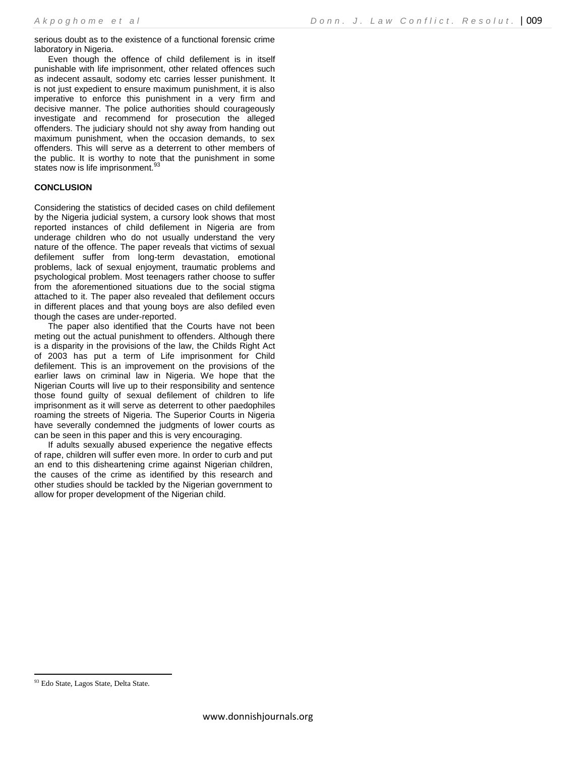serious doubt as to the existence of a functional forensic crime laboratory in Nigeria.

Even though the offence of child defilement is in itself punishable with life imprisonment, other related offences such as indecent assault, sodomy etc carries lesser punishment. It is not just expedient to ensure maximum punishment, it is also imperative to enforce this punishment in a very firm and decisive manner. The police authorities should courageously investigate and recommend for prosecution the alleged offenders. The judiciary should not shy away from handing out maximum punishment, when the occasion demands, to sex offenders. This will serve as a deterrent to other members of the public. It is worthy to note that the punishment in some states now is life imprisonment.[93]

## CONCLUSION

Considering the statistics of decided cases on child defilement by the Nigeria judicial system, a cursory look shows that most reported instances of child defilement in Nigeria are from underage children who do not usually understand the very nature of the offence. The paper reveals that victims of sexual defilement suffer from long-term devastation, emotional problems, lack of sexual enjoyment, traumatic problems and psychological problem. Most teenagers rather choose to suffer from the aforementioned situations due to the social stigma attached to it. The paper also revealed that defilement occurs in different places and that young boys are also defiled even though the cases are under-reported.

The paper also identified that the Courts have not been meting out the actual punishment to offenders. Although there is a disparity in the provisions of the law, the Childs Right Act of 2003 has put a term of Life imprisonment for Child defilement. This is an improvement on the provisions of the earlier laws on criminal law in Nigeria. We hope that the Nigerian Courts will live up to their responsibility and sentence those found guilty of sexual defilement of children to life imprisonment as it will serve as deterrent to other paedophiles roaming the streets of Nigeria. The Superior Courts in Nigeria have severally condemned the judgments of lower courts as can be seen in this paper and this is very encouraging.

If adults sexually abused experience the negative effects of rape, children will suffer even more. In order to curb and put an end to this disheartening crime against Nigerian children, the causes of the crime as identified by this research and other studies should be tackled by the Nigerian government to allow for proper development of the Nigerian child.

---

[93] Edo State, Lagos State, Delta State.